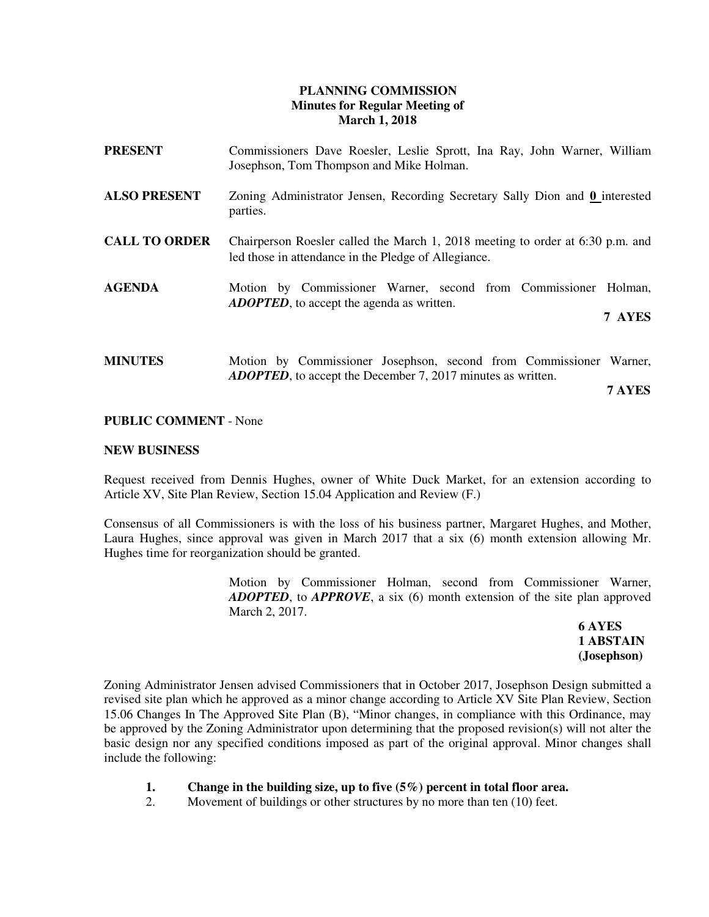**PLANNING COMMISSION**
**Minutes for Regular Meeting of**
**March 1, 2018**

**PRESENT** Commissioners Dave Roesler, Leslie Sprott, Ina Ray, John Warner, William Josephson, Tom Thompson and Mike Holman.

**ALSO PRESENT** Zoning Administrator Jensen, Recording Secretary Sally Dion and **0** interested parties.

**CALL TO ORDER** Chairperson Roesler called the March 1, 2018 meeting to order at 6:30 p.m. and led those in attendance in the Pledge of Allegiance.

**AGENDA** Motion by Commissioner Warner, second from Commissioner Holman, ***ADOPTED***, to accept the agenda as written.

**7 AYES**

**MINUTES** Motion by Commissioner Josephson, second from Commissioner Warner, ***ADOPTED***, to accept the December 7, 2017 minutes as written.

**7 AYES**

**PUBLIC COMMENT** - None

**NEW BUSINESS**

Request received from Dennis Hughes, owner of White Duck Market, for an extension according to Article XV, Site Plan Review, Section 15.04 Application and Review (F.)

Consensus of all Commissioners is with the loss of his business partner, Margaret Hughes, and Mother, Laura Hughes, since approval was given in March 2017 that a six (6) month extension allowing Mr. Hughes time for reorganization should be granted.

Motion by Commissioner Holman, second from Commissioner Warner, ***ADOPTED***, to ***APPROVE***, a six (6) month extension of the site plan approved March 2, 2017.

**6 AYES**
**1 ABSTAIN**
**(Josephson)**

Zoning Administrator Jensen advised Commissioners that in October 2017, Josephson Design submitted a revised site plan which he approved as a minor change according to Article XV Site Plan Review, Section 15.06 Changes In The Approved Site Plan (B), "Minor changes, in compliance with this Ordinance, may be approved by the Zoning Administrator upon determining that the proposed revision(s) will not alter the basic design nor any specified conditions imposed as part of the original approval. Minor changes shall include the following:

1. **Change in the building size, up to five (5%) percent in total floor area.**
2. Movement of buildings or other structures by no more than ten (10) feet.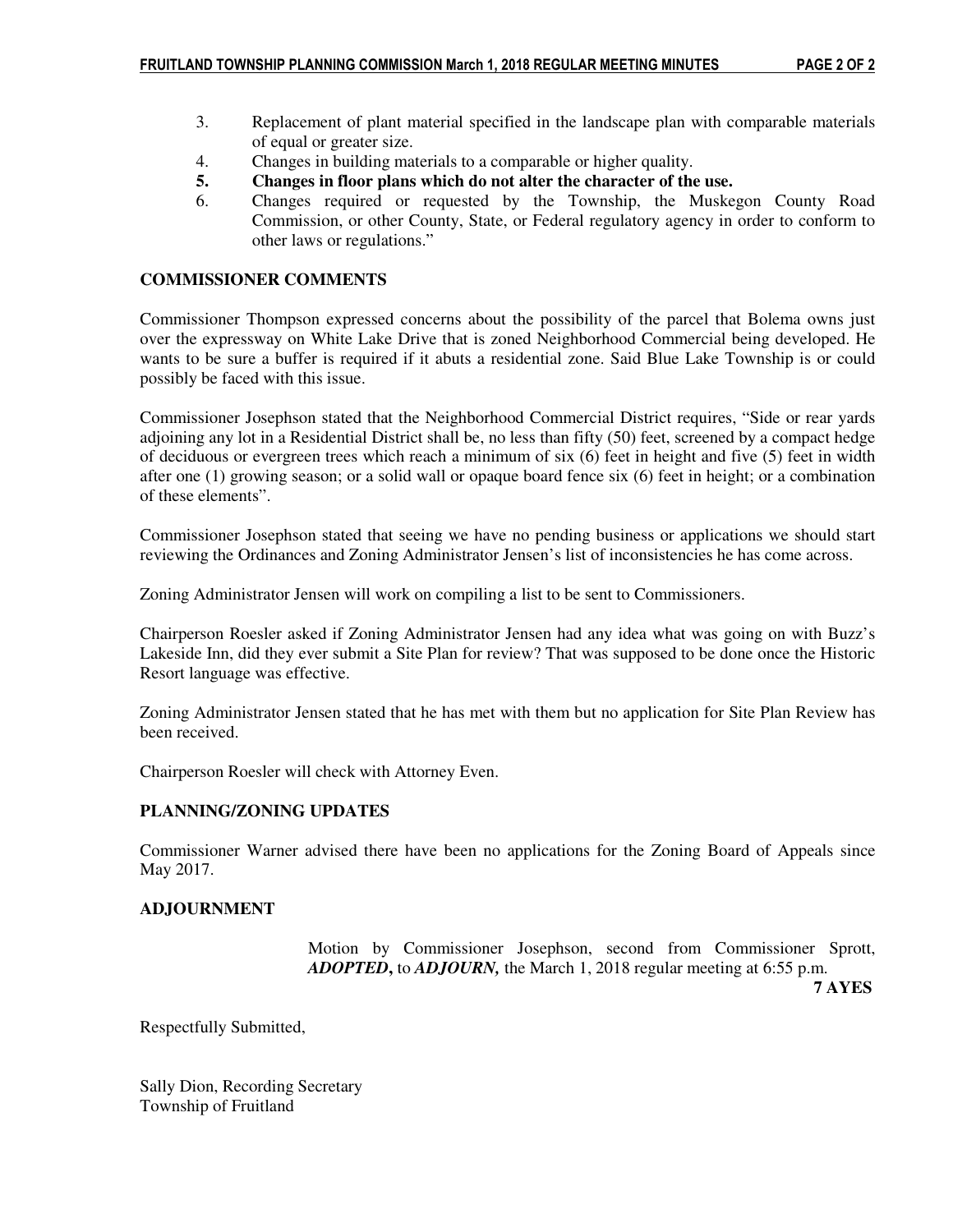3. Replacement of plant material specified in the landscape plan with comparable materials of equal or greater size.
4. Changes in building materials to a comparable or higher quality.
5. **Changes in floor plans which do not alter the character of the use.**
6. Changes required or requested by the Township, the Muskegon County Road Commission, or other County, State, or Federal regulatory agency in order to conform to other laws or regulations."

**COMMISSIONER COMMENTS**

Commissioner Thompson expressed concerns about the possibility of the parcel that Bolema owns just over the expressway on White Lake Drive that is zoned Neighborhood Commercial being developed. He wants to be sure a buffer is required if it abuts a residential zone. Said Blue Lake Township is or could possibly be faced with this issue.

Commissioner Josephson stated that the Neighborhood Commercial District requires, "Side or rear yards adjoining any lot in a Residential District shall be, no less than fifty (50) feet, screened by a compact hedge of deciduous or evergreen trees which reach a minimum of six (6) feet in height and five (5) feet in width after one (1) growing season; or a solid wall or opaque board fence six (6) feet in height; or a combination of these elements".

Commissioner Josephson stated that seeing we have no pending business or applications we should start reviewing the Ordinances and Zoning Administrator Jensen's list of inconsistencies he has come across.

Zoning Administrator Jensen will work on compiling a list to be sent to Commissioners.

Chairperson Roesler asked if Zoning Administrator Jensen had any idea what was going on with Buzz's Lakeside Inn, did they ever submit a Site Plan for review? That was supposed to be done once the Historic Resort language was effective.

Zoning Administrator Jensen stated that he has met with them but no application for Site Plan Review has been received.

Chairperson Roesler will check with Attorney Even.

**PLANNING/ZONING UPDATES**

Commissioner Warner advised there have been no applications for the Zoning Board of Appeals since May 2017.

**ADJOURNMENT**

Motion by Commissioner Josephson, second from Commissioner Sprott, ***ADOPTED***, to ***ADJOURN,*** the March 1, 2018 regular meeting at 6:55 p.m.

**7 AYES**

Respectfully Submitted,

Sally Dion, Recording Secretary
Township of Fruitland